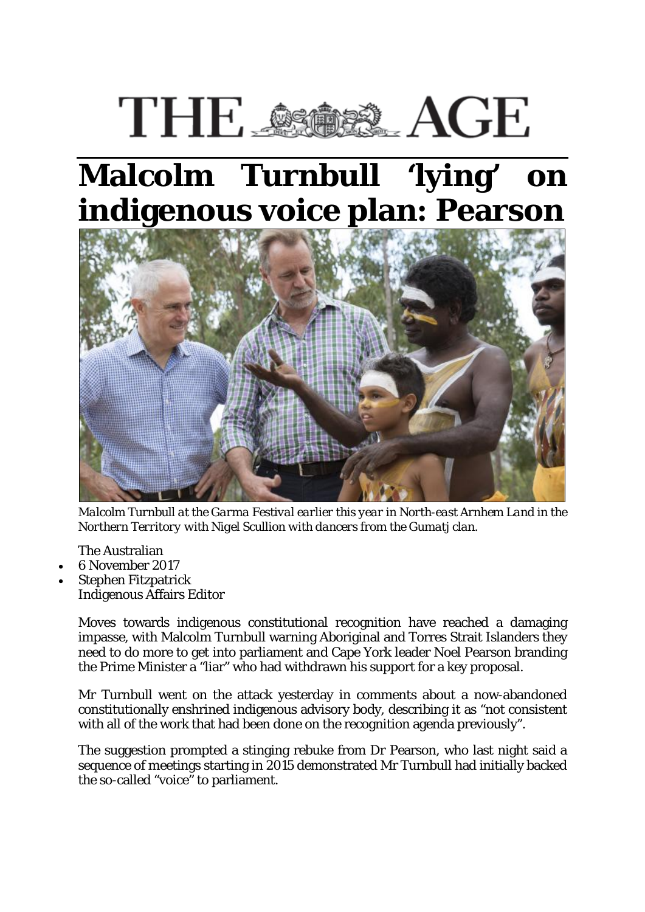THE AGE

# Malcolm Turnbull 'lying' on indigenous voice plan: Pearson

*Malcolm Turnbull at the Garma Festival earlier this year in North-east Arnhem Land in the Northern Territory with Nigel Scullion with dancers from the Gumatj clan.*

The Australian

- 6 November 2017
- Stephen Fitzpatrick
  Indigenous Affairs Editor

Moves towards indigenous constitutional recognition have reached a damaging impasse, with Malcolm Turnbull warning Aboriginal and Torres Strait Islanders they need to do more to get into parliament and Cape York leader Noel Pearson branding the Prime Minister a "liar" who had withdrawn his support for a key proposal.

Mr Turnbull went on the attack yesterday in comments about a now-abandoned constitutionally enshrined indigenous advisory body, describing it as "not consistent with all of the work that had been done on the recognition agenda previously".

The suggestion prompted a stinging rebuke from Dr Pearson, who last night said a sequence of meetings starting in 2015 demonstrated Mr Turnbull had initially backed the so-called "voice" to parliament.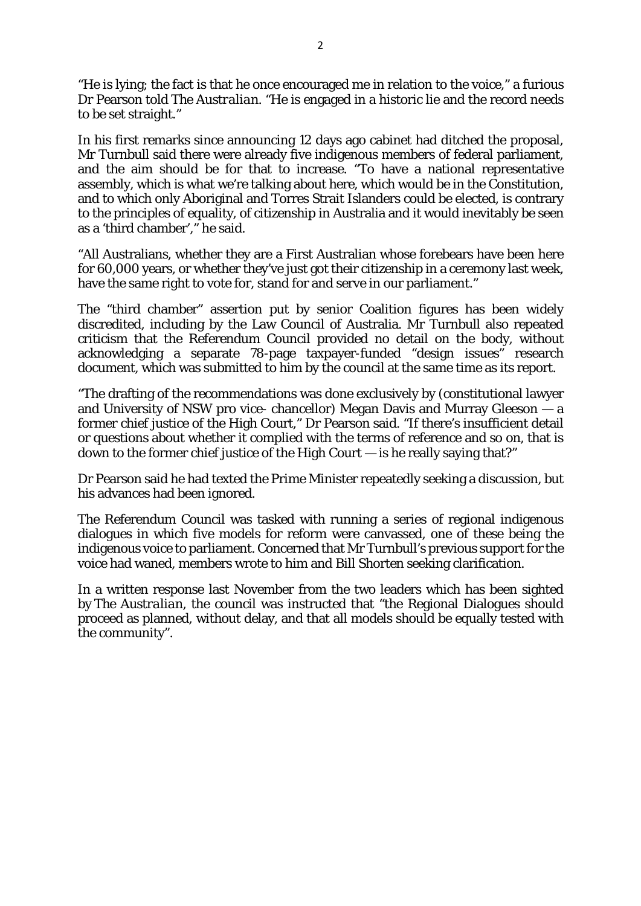"He is lying; the fact is that he once encouraged me in relation to the voice," a furious Dr Pearson told *The Australian*. "He is engaged in a historic lie and the record needs to be set straight."

In his first remarks since announcing 12 days ago cabinet had ditched the proposal, Mr Turnbull said there were already five indigenous members of federal parliament, and the aim should be for that to increase. "To have a national representative assembly, which is what we're talking about here, which would be in the Constitution, and to which only Aboriginal and Torres Strait Islanders could be elected, is contrary to the principles of equality, of citizenship in Australia and it would inevitably be seen as a 'third chamber'," he said.

"All Australians, whether they are a First Australian whose forebears have been here for 60,000 years, or whether they've just got their citizenship in a ceremony last week, have the same right to vote for, stand for and serve in our parliament."

The "third chamber" assertion put by senior Coalition figures has been widely discredited, including by the Law Council of Australia. Mr Turnbull also repeated criticism that the Referendum Council provided no detail on the body, without acknowledging a separate 78-page taxpayer-funded "design issues" research document, which was submitted to him by the council at the same time as its report.

"The drafting of the recommendations was done exclusively by (constitutional lawyer and University of NSW pro vice- chancellor) Megan Davis and Murray Gleeson — a former chief justice of the High Court," Dr Pearson said. "If there's insufficient detail or questions about whether it complied with the terms of reference and so on, that is down to the former chief justice of the High Court — is he really saying that?"

Dr Pearson said he had texted the Prime Minister repeatedly seeking a discussion, but his advances had been ignored.

The Referendum Council was tasked with running a series of regional indigenous dialogues in which five models for reform were canvassed, one of these being the indigenous voice to parliament. Concerned that Mr Turnbull's previous support for the voice had waned, members wrote to him and Bill Shorten seeking clarification.

In a written response last November from the two leaders which has been sighted by *The Australian*, the council was instructed that "the Regional Dialogues should proceed as planned, without delay, and that all models should be equally tested with the community".